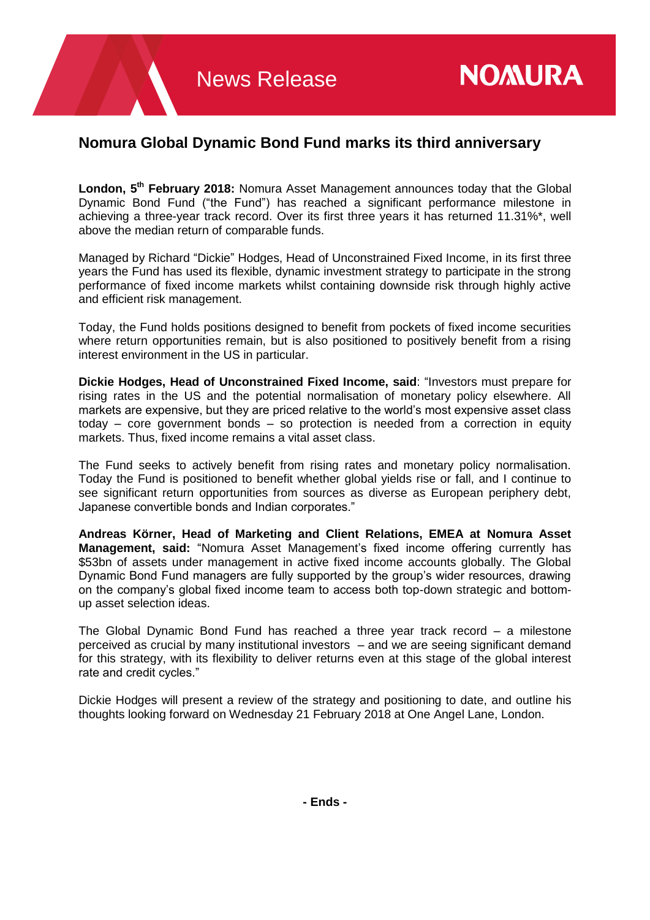News Release

NOMURA

# Nomura Global Dynamic Bond Fund marks its third anniversary

**London, 5th February 2018:** Nomura Asset Management announces today that the Global Dynamic Bond Fund ("the Fund") has reached a significant performance milestone in achieving a three-year track record. Over its first three years it has returned 11.31%*, well above the median return of comparable funds.

Managed by Richard "Dickie" Hodges, Head of Unconstrained Fixed Income, in its first three years the Fund has used its flexible, dynamic investment strategy to participate in the strong performance of fixed income markets whilst containing downside risk through highly active and efficient risk management.

Today, the Fund holds positions designed to benefit from pockets of fixed income securities where return opportunities remain, but is also positioned to positively benefit from a rising interest environment in the US in particular.

**Dickie Hodges, Head of Unconstrained Fixed Income, said**: "Investors must prepare for rising rates in the US and the potential normalisation of monetary policy elsewhere. All markets are expensive, but they are priced relative to the world's most expensive asset class today – core government bonds – so protection is needed from a correction in equity markets. Thus, fixed income remains a vital asset class.

The Fund seeks to actively benefit from rising rates and monetary policy normalisation. Today the Fund is positioned to benefit whether global yields rise or fall, and I continue to see significant return opportunities from sources as diverse as European periphery debt, Japanese convertible bonds and Indian corporates."

**Andreas Körner, Head of Marketing and Client Relations, EMEA at Nomura Asset Management, said:** "Nomura Asset Management's fixed income offering currently has $53bn of assets under management in active fixed income accounts globally. The Global Dynamic Bond Fund managers are fully supported by the group's wider resources, drawing on the company's global fixed income team to access both top-down strategic and bottom-up asset selection ideas.

The Global Dynamic Bond Fund has reached a three year track record – a milestone perceived as crucial by many institutional investors – and we are seeing significant demand for this strategy, with its flexibility to deliver returns even at this stage of the global interest rate and credit cycles."

Dickie Hodges will present a review of the strategy and positioning to date, and outline his thoughts looking forward on Wednesday 21 February 2018 at One Angel Lane, London.

**- Ends -**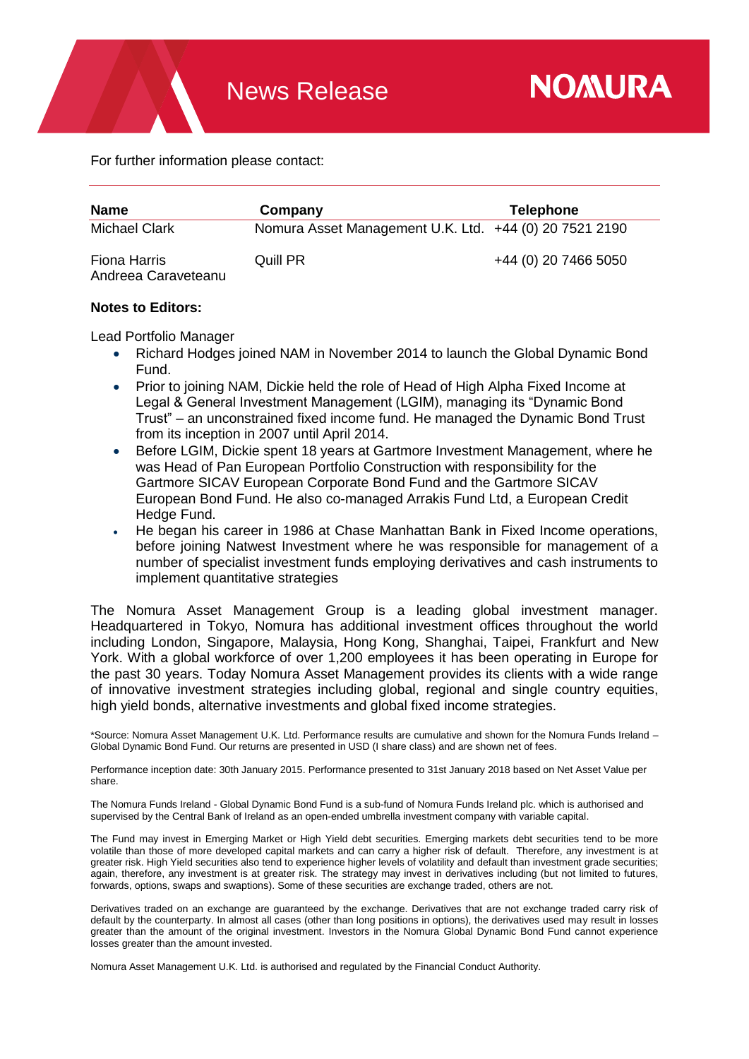For further information please contact:

| Name | Company | Telephone |
| --- | --- | --- |
| Michael Clark | Nomura Asset Management U.K. Ltd. | +44 (0) 20 7521 2190 |
| Fiona Harris<br>Andreea Caraveteanu | Quill PR | +44 (0) 20 7466 5050 |

**Notes to Editors:**

Lead Portfolio Manager

- Richard Hodges joined NAM in November 2014 to launch the Global Dynamic Bond Fund.
- Prior to joining NAM, Dickie held the role of Head of High Alpha Fixed Income at Legal & General Investment Management (LGIM), managing its "Dynamic Bond Trust" – an unconstrained fixed income fund. He managed the Dynamic Bond Trust from its inception in 2007 until April 2014.
- Before LGIM, Dickie spent 18 years at Gartmore Investment Management, where he was Head of Pan European Portfolio Construction with responsibility for the Gartmore SICAV European Corporate Bond Fund and the Gartmore SICAV European Bond Fund. He also co-managed Arrakis Fund Ltd, a European Credit Hedge Fund.
- He began his career in 1986 at Chase Manhattan Bank in Fixed Income operations, before joining Natwest Investment where he was responsible for management of a number of specialist investment funds employing derivatives and cash instruments to implement quantitative strategies

The Nomura Asset Management Group is a leading global investment manager. Headquartered in Tokyo, Nomura has additional investment offices throughout the world including London, Singapore, Malaysia, Hong Kong, Shanghai, Taipei, Frankfurt and New York. With a global workforce of over 1,200 employees it has been operating in Europe for the past 30 years. Today Nomura Asset Management provides its clients with a wide range of innovative investment strategies including global, regional and single country equities, high yield bonds, alternative investments and global fixed income strategies.

*Source: Nomura Asset Management U.K. Ltd. Performance results are cumulative and shown for the Nomura Funds Ireland – Global Dynamic Bond Fund. Our returns are presented in USD (I share class) and are shown net of fees.

Performance inception date: 30th January 2015. Performance presented to 31st January 2018 based on Net Asset Value per share.

The Nomura Funds Ireland - Global Dynamic Bond Fund is a sub-fund of Nomura Funds Ireland plc. which is authorised and supervised by the Central Bank of Ireland as an open-ended umbrella investment company with variable capital.

The Fund may invest in Emerging Market or High Yield debt securities. Emerging markets debt securities tend to be more volatile than those of more developed capital markets and can carry a higher risk of default. Therefore, any investment is at greater risk. High Yield securities also tend to experience higher levels of volatility and default than investment grade securities; again, therefore, any investment is at greater risk. The strategy may invest in derivatives including (but not limited to futures, forwards, options, swaps and swaptions). Some of these securities are exchange traded, others are not.

Derivatives traded on an exchange are guaranteed by the exchange. Derivatives that are not exchange traded carry risk of default by the counterparty. In almost all cases (other than long positions in options), the derivatives used may result in losses greater than the amount of the original investment. Investors in the Nomura Global Dynamic Bond Fund cannot experience losses greater than the amount invested.

Nomura Asset Management U.K. Ltd. is authorised and regulated by the Financial Conduct Authority.